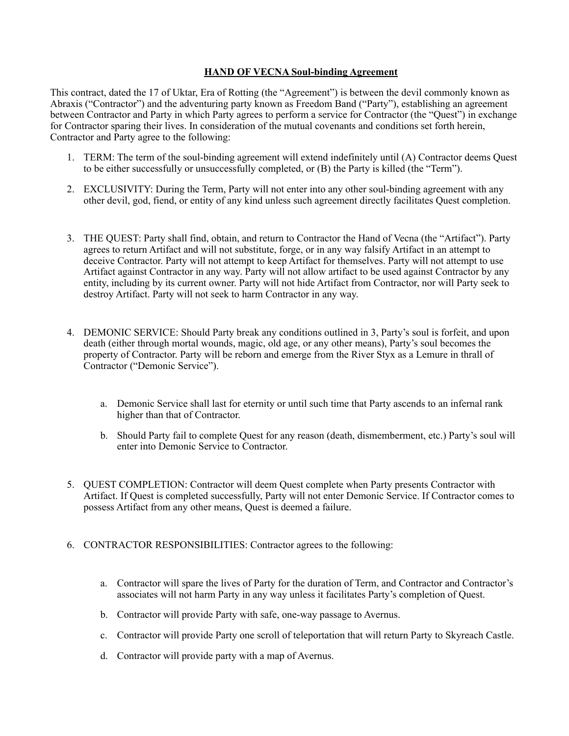# **HAND OF VECNA Soul-binding Agreement**

This contract, dated the 17 of Uktar, Era of Rotting (the "Agreement") is between the devil commonly known as Abraxis ("Contractor") and the adventuring party known as Freedom Band ("Party"), establishing an agreement between Contractor and Party in which Party agrees to perform a service for Contractor (the "Quest") in exchange for Contractor sparing their lives. In consideration of the mutual covenants and conditions set forth herein, Contractor and Party agree to the following:

1. TERM: The term of the soul-binding agreement will extend indefinitely until (A) Contractor deems Quest to be either successfully or unsuccessfully completed, or (B) the Party is killed (the "Term").

2. EXCLUSIVITY: During the Term, Party will not enter into any other soul-binding agreement with any other devil, god, fiend, or entity of any kind unless such agreement directly facilitates Quest completion.

3. THE QUEST: Party shall find, obtain, and return to Contractor the Hand of Vecna (the "Artifact"). Party agrees to return Artifact and will not substitute, forge, or in any way falsify Artifact in an attempt to deceive Contractor. Party will not attempt to keep Artifact for themselves. Party will not attempt to use Artifact against Contractor in any way. Party will not allow artifact to be used against Contractor by any entity, including by its current owner. Party will not hide Artifact from Contractor, nor will Party seek to destroy Artifact. Party will not seek to harm Contractor in any way.

4. DEMONIC SERVICE: Should Party break any conditions outlined in 3, Party's soul is forfeit, and upon death (either through mortal wounds, magic, old age, or any other means), Party's soul becomes the property of Contractor. Party will be reborn and emerge from the River Styx as a Lemure in thrall of Contractor ("Demonic Service").

    a. Demonic Service shall last for eternity or until such time that Party ascends to an infernal rank higher than that of Contractor.

    b. Should Party fail to complete Quest for any reason (death, dismemberment, etc.) Party's soul will enter into Demonic Service to Contractor.

5. QUEST COMPLETION: Contractor will deem Quest complete when Party presents Contractor with Artifact. If Quest is completed successfully, Party will not enter Demonic Service. If Contractor comes to possess Artifact from any other means, Quest is deemed a failure.

6. CONTRACTOR RESPONSIBILITIES: Contractor agrees to the following:

    a. Contractor will spare the lives of Party for the duration of Term, and Contractor and Contractor's associates will not harm Party in any way unless it facilitates Party's completion of Quest.

    b. Contractor will provide Party with safe, one-way passage to Avernus.

    c. Contractor will provide Party one scroll of teleportation that will return Party to Skyreach Castle.

    d. Contractor will provide party with a map of Avernus.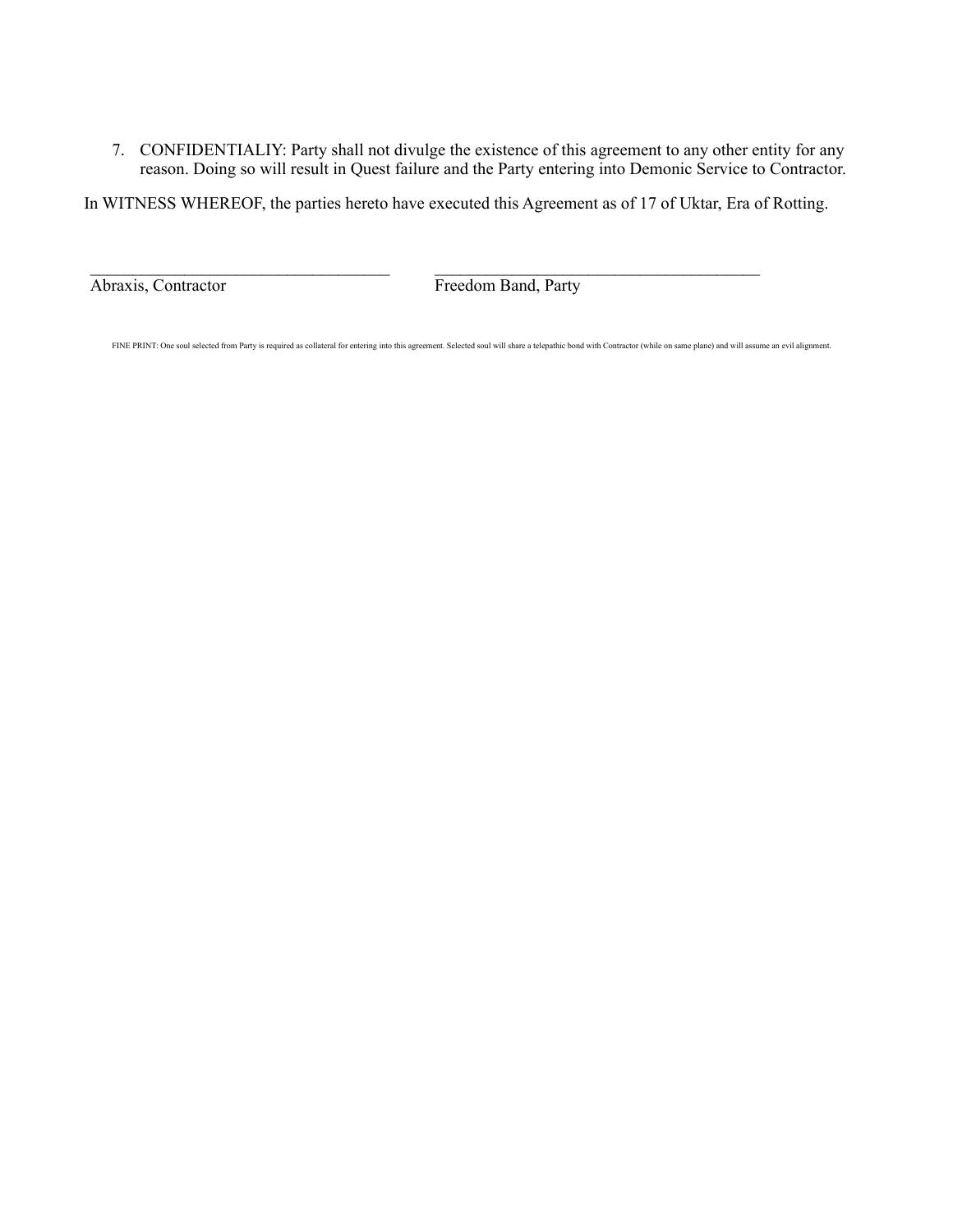7. CONFIDENTIALIY: Party shall not divulge the existence of this agreement to any other entity for any reason. Doing so will result in Quest failure and the Party entering into Demonic Service to Contractor.

In WITNESS WHEREOF, the parties hereto have executed this Agreement as of 17 of Uktar, Era of Rotting.

| | |
|---|---|
| \_\_\_\_\_\_\_\_\_\_\_\_\_\_\_\_\_\_\_\_\_\_\_\_\_\_\_\_\_\_\_\_\_\_\_\_ | \_\_\_\_\_\_\_\_\_\_\_\_\_\_\_\_\_\_\_\_\_\_\_\_\_\_\_\_\_\_\_\_\_\_\_\_\_\_\_ |
| Abraxis, Contractor | Freedom Band, Party |

FINE PRINT: One soul selected from Party is required as collateral for entering into this agreement. Selected soul will share a telepathic bond with Contractor (while on same plane) and will assume an evil alignment.